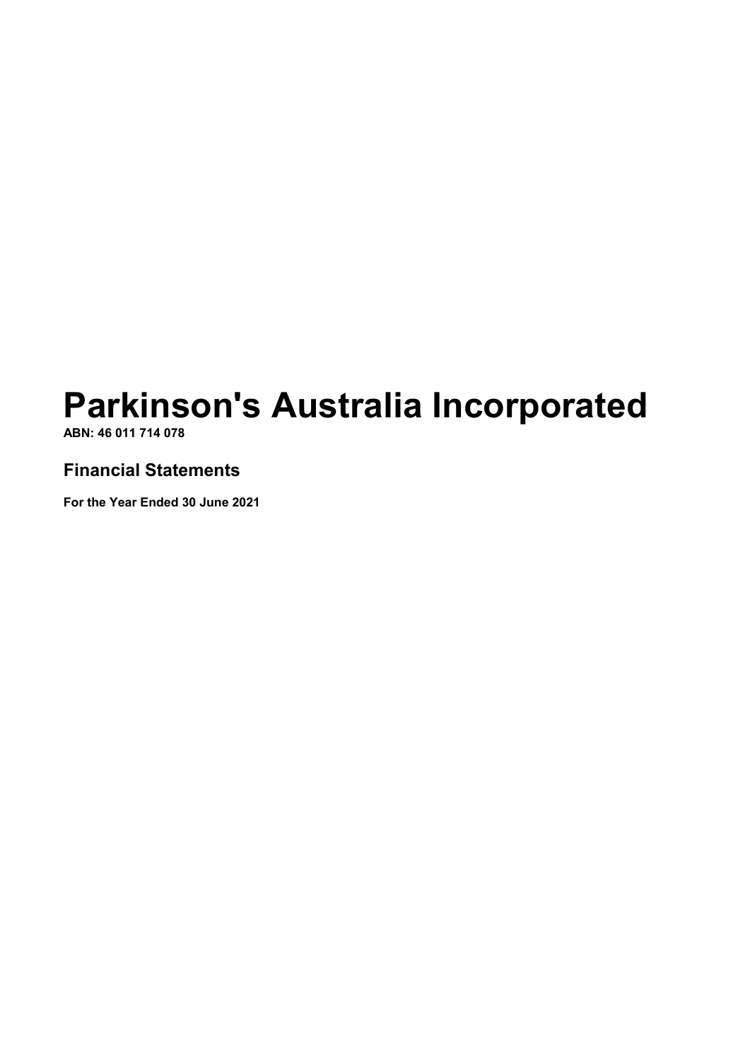# Parkinson's Australia Incorporated

**ABN: 46 011 714 078**

## Financial Statements

**For the Year Ended 30 June 2021**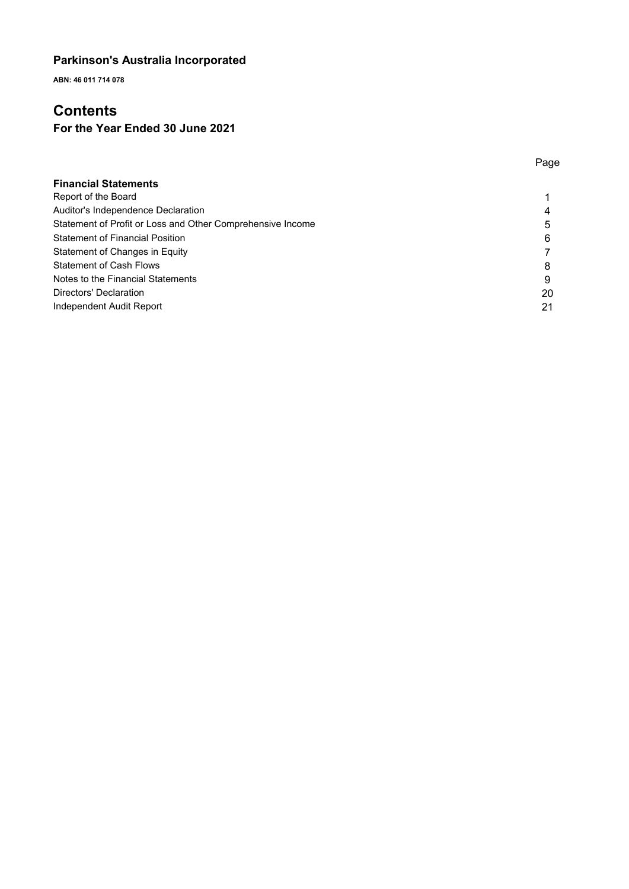**Parkinson's Australia Incorporated**

**ABN: 46 011 714 078**

# Contents

## For the Year Ended 30 June 2021

| | Page |
|---|---|
| **Financial Statements** | |
| Report of the Board | 1 |
| Auditor's Independence Declaration | 4 |
| Statement of Profit or Loss and Other Comprehensive Income | 5 |
| Statement of Financial Position | 6 |
| Statement of Changes in Equity | 7 |
| Statement of Cash Flows | 8 |
| Notes to the Financial Statements | 9 |
| Directors' Declaration | 20 |
| Independent Audit Report | 21 |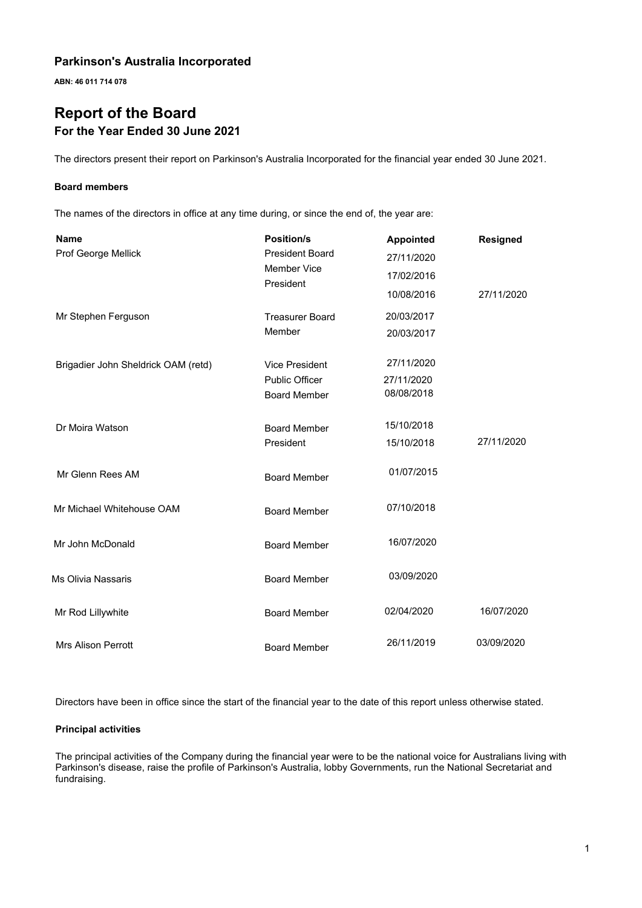# Parkinson's Australia Incorporated

**ABN: 46 011 714 078**

# Report of the Board

## For the Year Ended 30 June 2021

The directors present their report on Parkinson's Australia Incorporated for the financial year ended 30 June 2021.

### Board members

The names of the directors in office at any time during, or since the end of, the year are:

| Name | Position/s | Appointed | Resigned |
|---|---|---|---|
| Prof George Mellick | President Board | 27/11/2020 | |
| | Member Vice | 17/02/2016 | |
| | President | 10/08/2016 | 27/11/2020 |
| Mr Stephen Ferguson | Treasurer Board | 20/03/2017 | |
| | Member | 20/03/2017 | |
| Brigadier John Sheldrick OAM (retd) | Vice President | 27/11/2020 | |
| | Public Officer | 27/11/2020 | |
| | Board Member | 08/08/2018 | |
| Dr Moira Watson | Board Member | 15/10/2018 | |
| | President | 15/10/2018 | 27/11/2020 |
| Mr Glenn Rees AM | Board Member | 01/07/2015 | |
| Mr Michael Whitehouse OAM | Board Member | 07/10/2018 | |
| Mr John McDonald | Board Member | 16/07/2020 | |
| Ms Olivia Nassaris | Board Member | 03/09/2020 | |
| Mr Rod Lillywhite | Board Member | 02/04/2020 | 16/07/2020 |
| Mrs Alison Perrott | Board Member | 26/11/2019 | 03/09/2020 |

Directors have been in office since the start of the financial year to the date of this report unless otherwise stated.

### Principal activities

The principal activities of the Company during the financial year were to be the national voice for Australians living with Parkinson's disease, raise the profile of Parkinson's Australia, lobby Governments, run the National Secretariat and fundraising.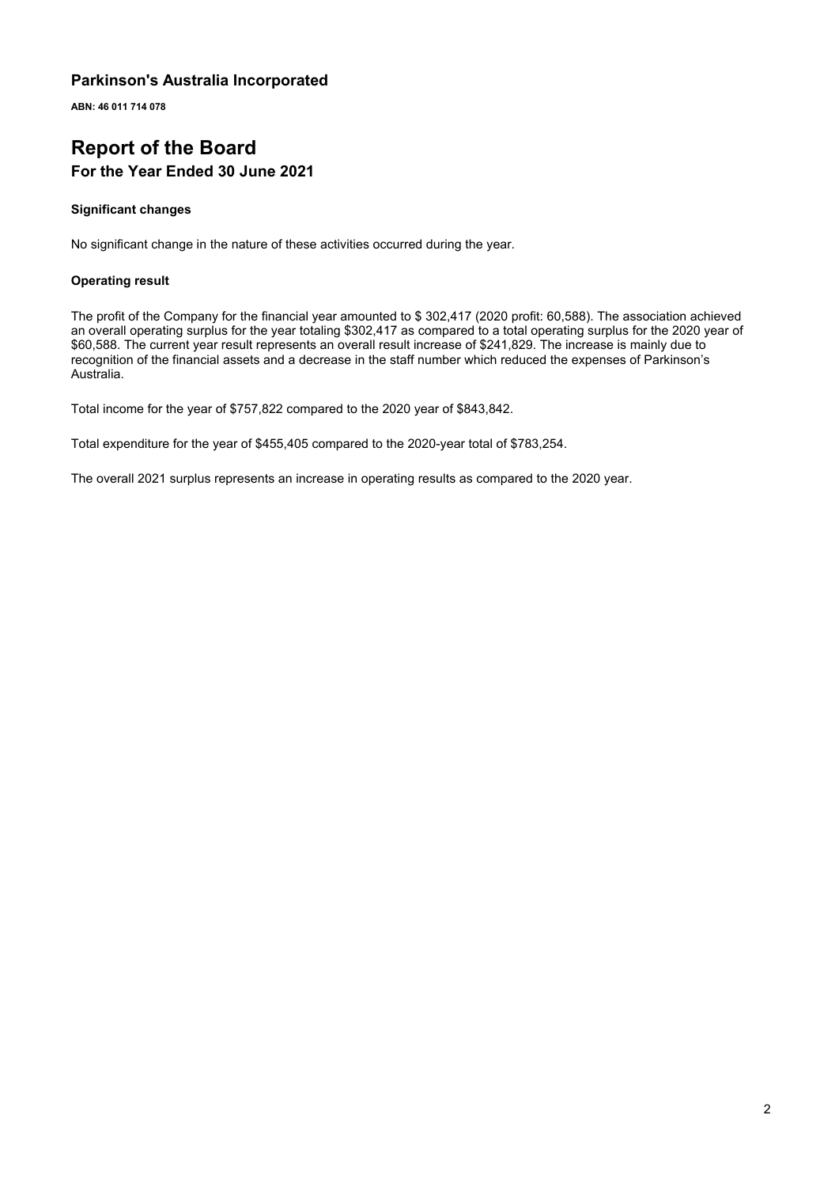# Parkinson's Australia Incorporated

**ABN: 46 011 714 078**

# Report of the Board

## For the Year Ended 30 June 2021

### Significant changes

No significant change in the nature of these activities occurred during the year.

### Operating result

The profit of the Company for the financial year amounted to $ 302,417 (2020 profit: 60,588). The association achieved an overall operating surplus for the year totaling $302,417 as compared to a total operating surplus for the 2020 year of $60,588. The current year result represents an overall result increase of $241,829. The increase is mainly due to recognition of the financial assets and a decrease in the staff number which reduced the expenses of Parkinson's Australia.

Total income for the year of $757,822 compared to the 2020 year of $843,842.

Total expenditure for the year of $455,405 compared to the 2020-year total of $783,254.

The overall 2021 surplus represents an increase in operating results as compared to the 2020 year.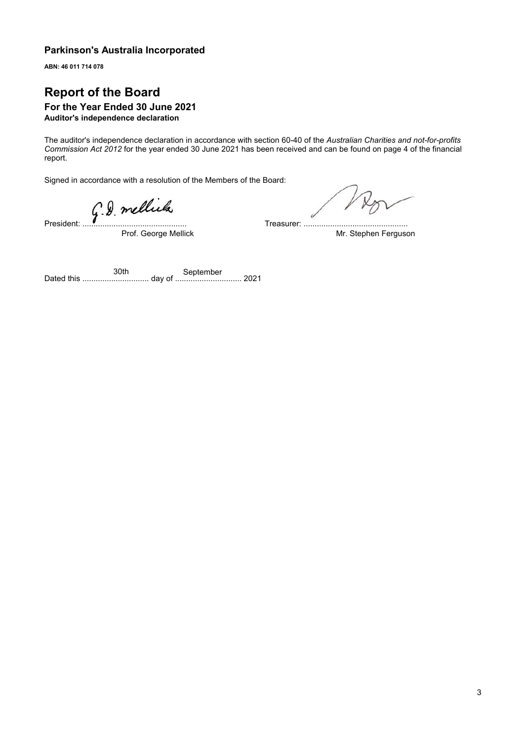**Parkinson's Australia Incorporated**

**ABN: 46 011 714 078**

# Report of the Board

## For the Year Ended 30 June 2021

**Auditor's independence declaration**

The auditor's independence declaration in accordance with section 60-40 of the *Australian Charities and not-for-profits Commission Act 2012* for the year ended 30 June 2021 has been received and can be found on page 4 of the financial report.

Signed in accordance with a resolution of the Members of the Board:

President: ............................................... 
Prof. George Mellick

Treasurer: ............................................... 
Mr. Stephen Ferguson

Dated this 30th day of September 2021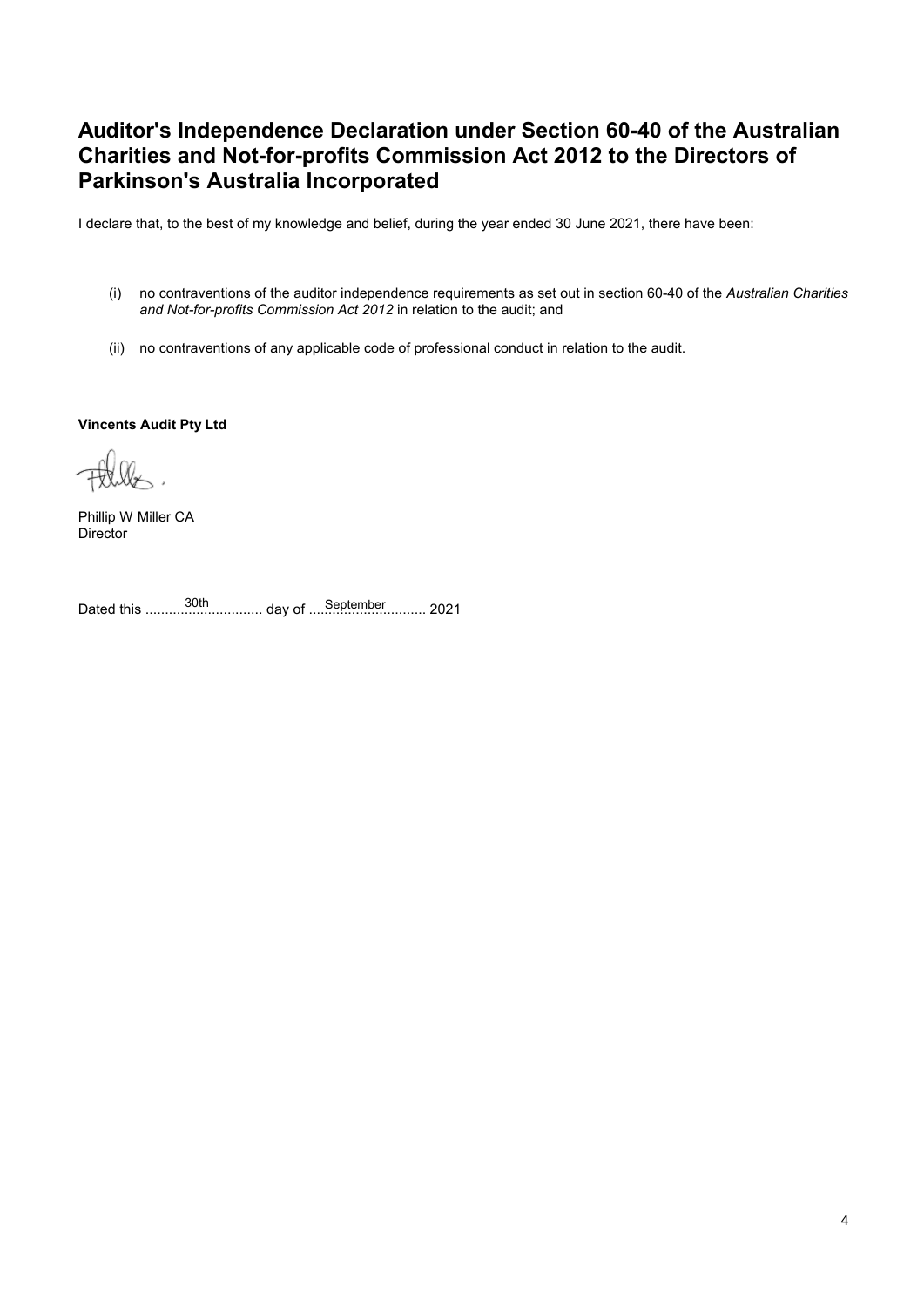# Auditor's Independence Declaration under Section 60-40 of the Australian Charities and Not-for-profits Commission Act 2012 to the Directors of Parkinson's Australia Incorporated

I declare that, to the best of my knowledge and belief, during the year ended 30 June 2021, there have been:

(i) no contraventions of the auditor independence requirements as set out in section 60-40 of the *Australian Charities and Not-for-profits Commission Act 2012* in relation to the audit; and

(ii) no contraventions of any applicable code of professional conduct in relation to the audit.

**Vincents Audit Pty Ltd**

Phillip W Miller CA
Director

Dated this ..............30th.............. day of ..............September.............. 2021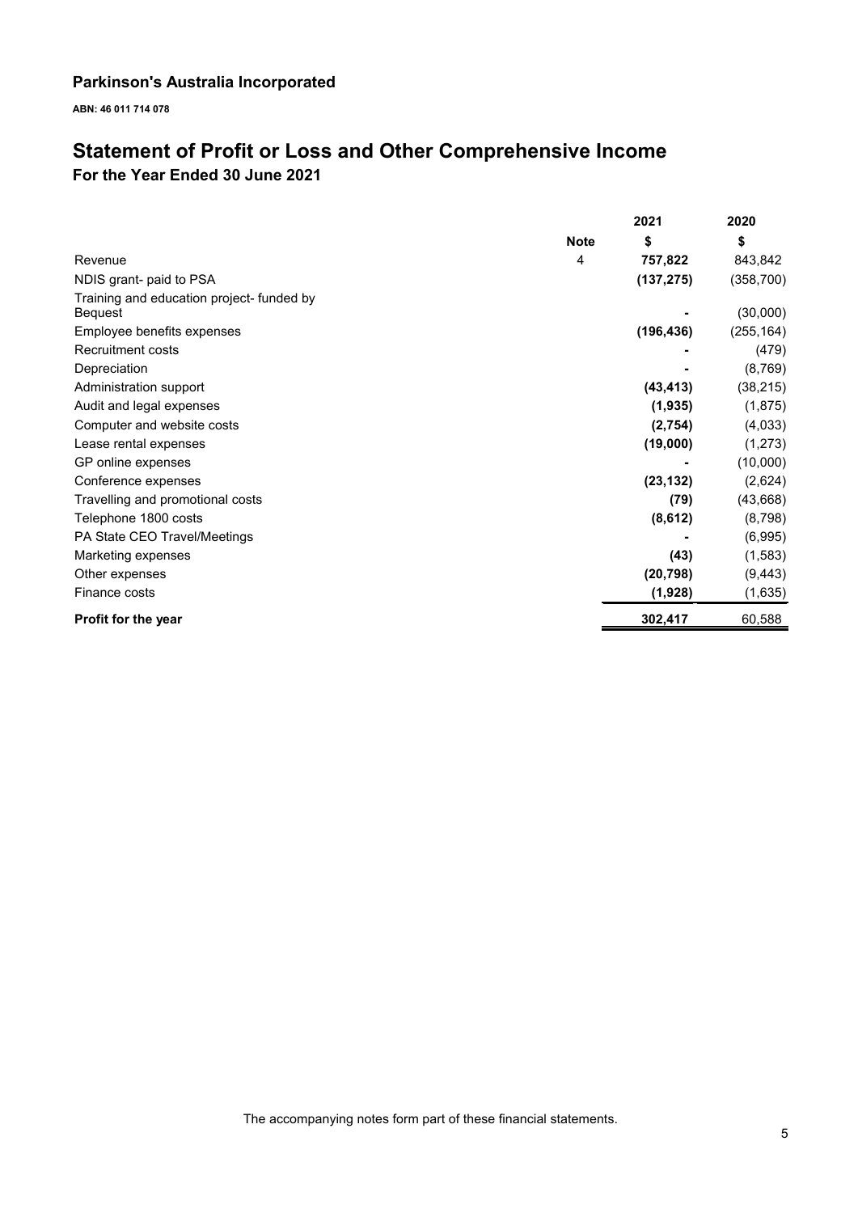## Parkinson's Australia Incorporated

**ABN: 46 011 714 078**

# Statement of Profit or Loss and Other Comprehensive Income

### For the Year Ended 30 June 2021

| | Note | 2021 | 2020 |
|---|---|---|---|
| | | $ | $ |
| Revenue | 4 | **757,822** | 843,842 |
| NDIS grant- paid to PSA | | **(137,275)** | (358,700) |
| Training and education project- funded by Bequest | | **-** | (30,000) |
| Employee benefits expenses | | **(196,436)** | (255,164) |
| Recruitment costs | | **-** | (479) |
| Depreciation | | **-** | (8,769) |
| Administration support | | **(43,413)** | (38,215) |
| Audit and legal expenses | | **(1,935)** | (1,875) |
| Computer and website costs | | **(2,754)** | (4,033) |
| Lease rental expenses | | **(19,000)** | (1,273) |
| GP online expenses | | **-** | (10,000) |
| Conference expenses | | **(23,132)** | (2,624) |
| Travelling and promotional costs | | **(79)** | (43,668) |
| Telephone 1800 costs | | **(8,612)** | (8,798) |
| PA State CEO Travel/Meetings | | **-** | (6,995) |
| Marketing expenses | | **(43)** | (1,583) |
| Other expenses | | **(20,798)** | (9,443) |
| Finance costs | | **(1,928)** | (1,635) |
| **Profit for the year** | | **302,417** | 60,588 |

The accompanying notes form part of these financial statements.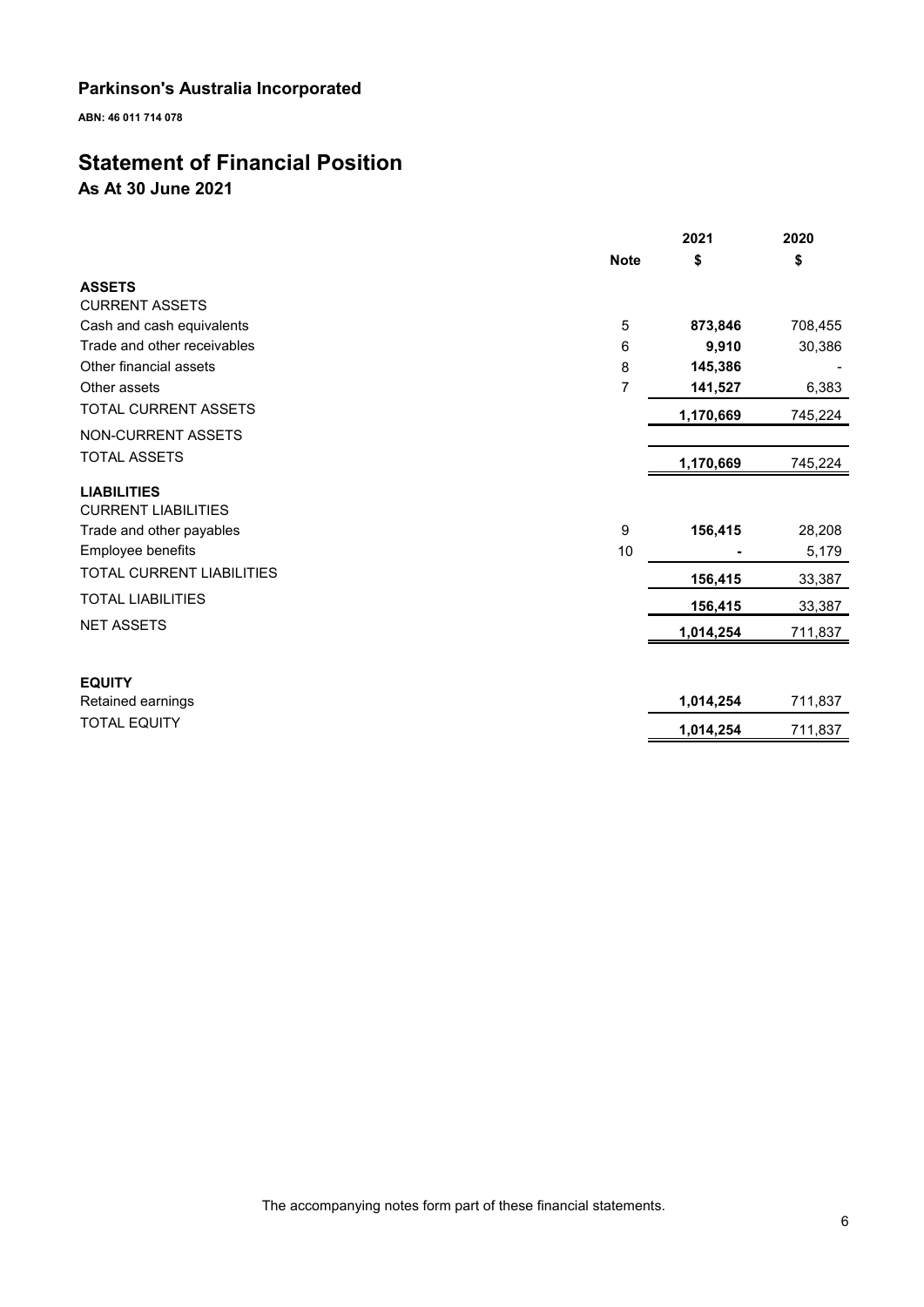## Parkinson's Australia Incorporated

**ABN: 46 011 714 078**

# Statement of Financial Position

## As At 30 June 2021

| | Note | 2021 $ | 2020 $ |
|---|---|---|---|
| **ASSETS** | | | |
| CURRENT ASSETS | | | |
| Cash and cash equivalents | 5 | **873,846** | 708,455 |
| Trade and other receivables | 6 | **9,910** | 30,386 |
| Other financial assets | 8 | **145,386** | - |
| Other assets | 7 | **141,527** | 6,383 |
| TOTAL CURRENT ASSETS | | **1,170,669** | 745,224 |
| NON-CURRENT ASSETS | | | |
| TOTAL ASSETS | | **1,170,669** | 745,224 |
| **LIABILITIES** | | | |
| CURRENT LIABILITIES | | | |
| Trade and other payables | 9 | **156,415** | 28,208 |
| Employee benefits | 10 | **-** | 5,179 |
| TOTAL CURRENT LIABILITIES | | **156,415** | 33,387 |
| TOTAL LIABILITIES | | **156,415** | 33,387 |
| NET ASSETS | | **1,014,254** | 711,837 |
| **EQUITY** | | | |
| Retained earnings | | **1,014,254** | 711,837 |
| TOTAL EQUITY | | **1,014,254** | 711,837 |

The accompanying notes form part of these financial statements.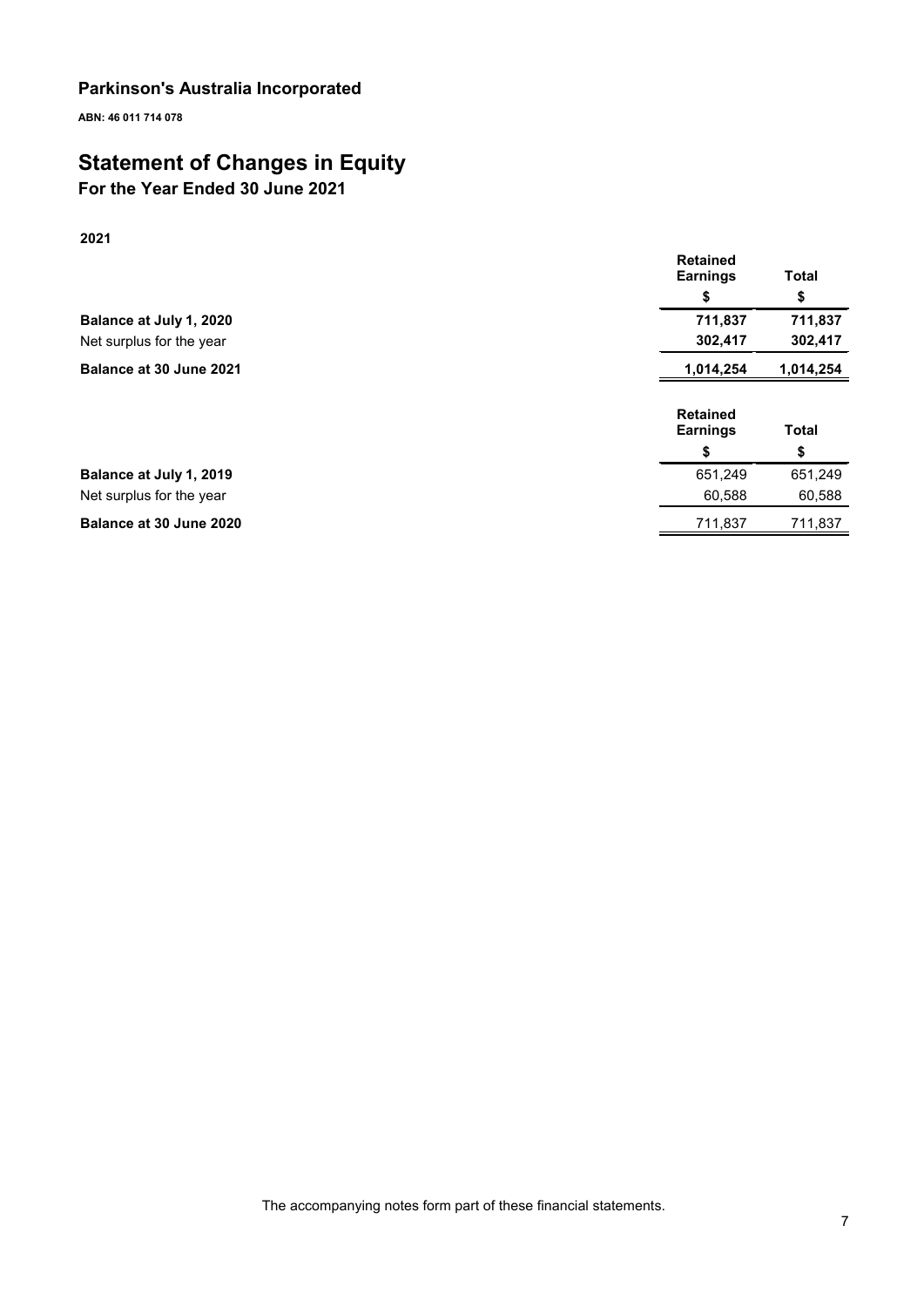# Parkinson's Australia Incorporated

**ABN: 46 011 714 078**

# Statement of Changes in Equity

## For the Year Ended 30 June 2021

**2021**

| | **Retained Earnings** | **Total** |
|---|---|---|
| | **$** | **$** |
| **Balance at July 1, 2020** | **711,837** | **711,837** |
| Net surplus for the year | **302,417** | **302,417** |
| **Balance at 30 June 2021** | **1,014,254** | **1,014,254** |

| | **Retained Earnings** | **Total** |
|---|---|---|
| | **$** | **$** |
| **Balance at July 1, 2019** | 651,249 | 651,249 |
| Net surplus for the year | 60,588 | 60,588 |
| **Balance at 30 June 2020** | 711,837 | 711,837 |

The accompanying notes form part of these financial statements.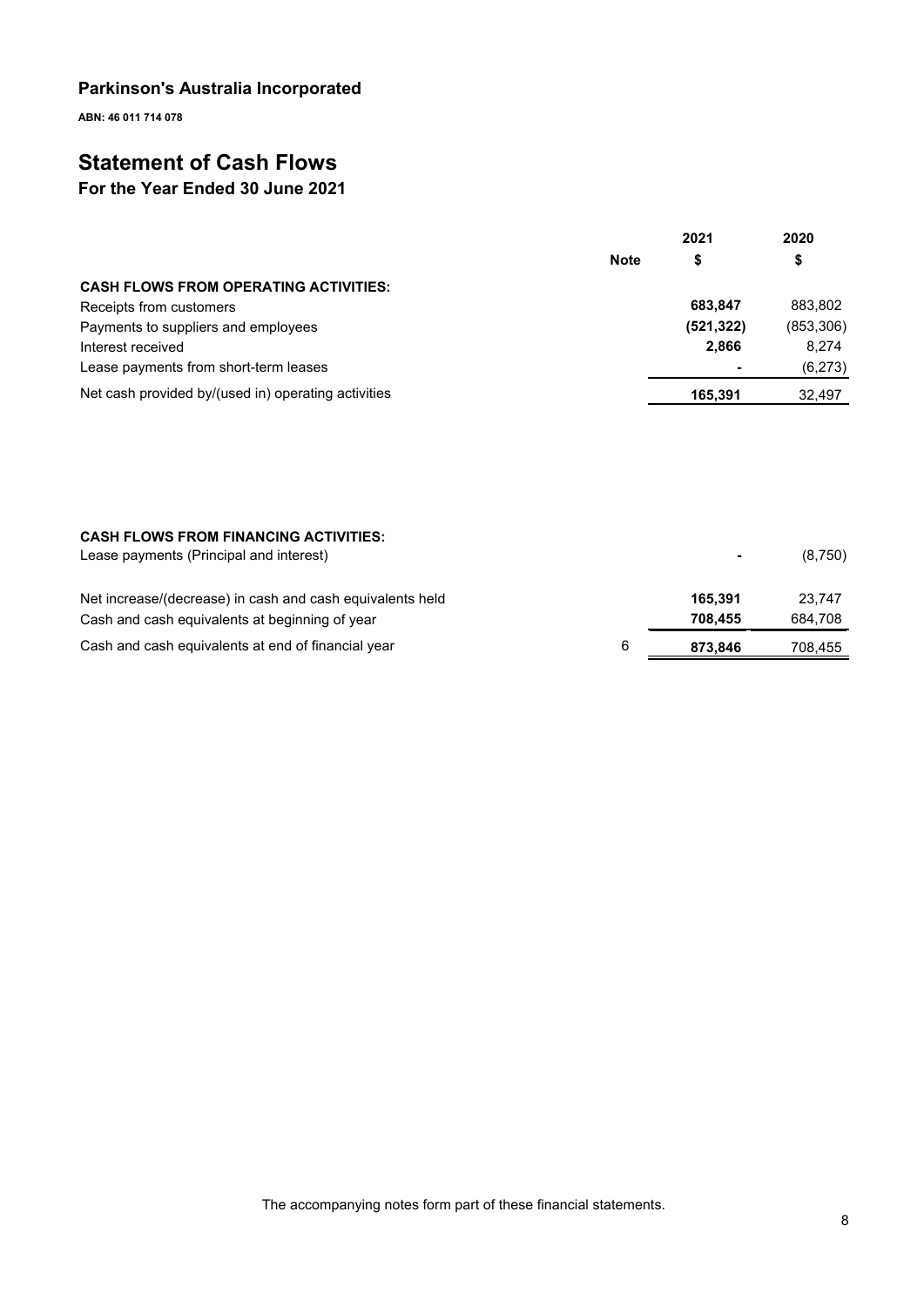## Parkinson's Australia Incorporated

**ABN: 46 011 714 078**

# Statement of Cash Flows

## For the Year Ended 30 June 2021

| | Note | 2021<br>$ | 2020<br>$ |
|---|---|---|---|
| **CASH FLOWS FROM OPERATING ACTIVITIES:** | | | |
| Receipts from customers | | **683,847** | 883,802 |
| Payments to suppliers and employees | | **(521,322)** | (853,306) |
| Interest received | | **2,866** | 8,274 |
| Lease payments from short-term leases | | **-** | (6,273) |
| Net cash provided by/(used in) operating activities | | **165,391** | 32,497 |
| | | | |
| **CASH FLOWS FROM FINANCING ACTIVITIES:** | | | |
| Lease payments (Principal and interest) | | **-** | (8,750) |
| | | | |
| Net increase/(decrease) in cash and cash equivalents held | | **165,391** | 23,747 |
| Cash and cash equivalents at beginning of year | | **708,455** | 684,708 |
| Cash and cash equivalents at end of financial year | 6 | **873,846** | 708,455 |

The accompanying notes form part of these financial statements.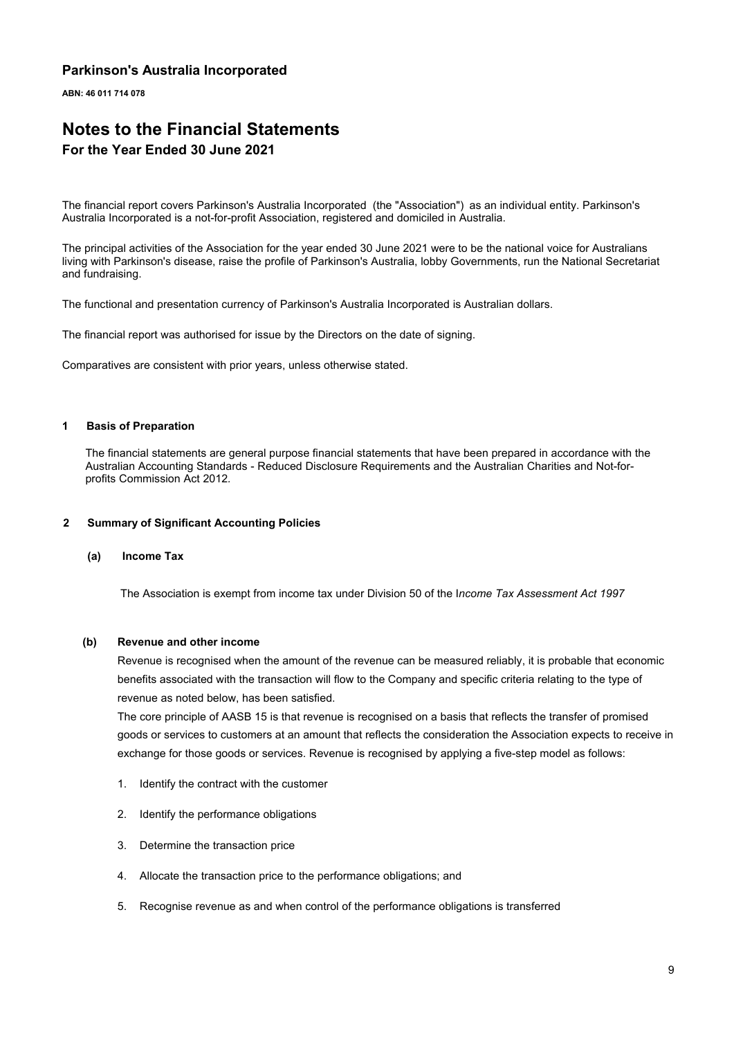# Parkinson's Australia Incorporated

**ABN: 46 011 714 078**

# Notes to the Financial Statements

## For the Year Ended 30 June 2021

The financial report covers Parkinson's Australia Incorporated (the "Association") as an individual entity. Parkinson's Australia Incorporated is a not-for-profit Association, registered and domiciled in Australia.

The principal activities of the Association for the year ended 30 June 2021 were to be the national voice for Australians living with Parkinson's disease, raise the profile of Parkinson's Australia, lobby Governments, run the National Secretariat and fundraising.

The functional and presentation currency of Parkinson's Australia Incorporated is Australian dollars.

The financial report was authorised for issue by the Directors on the date of signing.

Comparatives are consistent with prior years, unless otherwise stated.

### 1 Basis of Preparation

The financial statements are general purpose financial statements that have been prepared in accordance with the Australian Accounting Standards - Reduced Disclosure Requirements and the Australian Charities and Not-for-profits Commission Act 2012.

### 2 Summary of Significant Accounting Policies

#### (a) Income Tax

The Association is exempt from income tax under Division 50 of the I*ncome Tax Assessment Act 1997*

#### (b) Revenue and other income

Revenue is recognised when the amount of the revenue can be measured reliably, it is probable that economic benefits associated with the transaction will flow to the Company and specific criteria relating to the type of revenue as noted below, has been satisfied.

The core principle of AASB 15 is that revenue is recognised on a basis that reflects the transfer of promised goods or services to customers at an amount that reflects the consideration the Association expects to receive in exchange for those goods or services. Revenue is recognised by applying a five-step model as follows:

1. Identify the contract with the customer
2. Identify the performance obligations
3. Determine the transaction price
4. Allocate the transaction price to the performance obligations; and
5. Recognise revenue as and when control of the performance obligations is transferred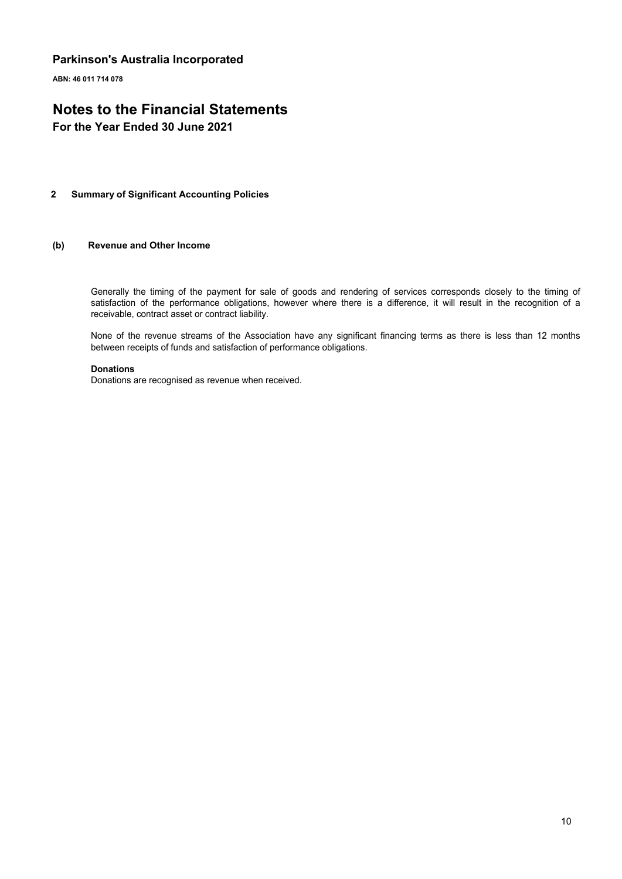## 2 Summary of Significant Accounting Policies

### (b) Revenue and Other Income

Generally the timing of the payment for sale of goods and rendering of services corresponds closely to the timing of satisfaction of the performance obligations, however where there is a difference, it will result in the recognition of a receivable, contract asset or contract liability.

None of the revenue streams of the Association have any significant financing terms as there is less than 12 months between receipts of funds and satisfaction of performance obligations.

**Donations**

Donations are recognised as revenue when received.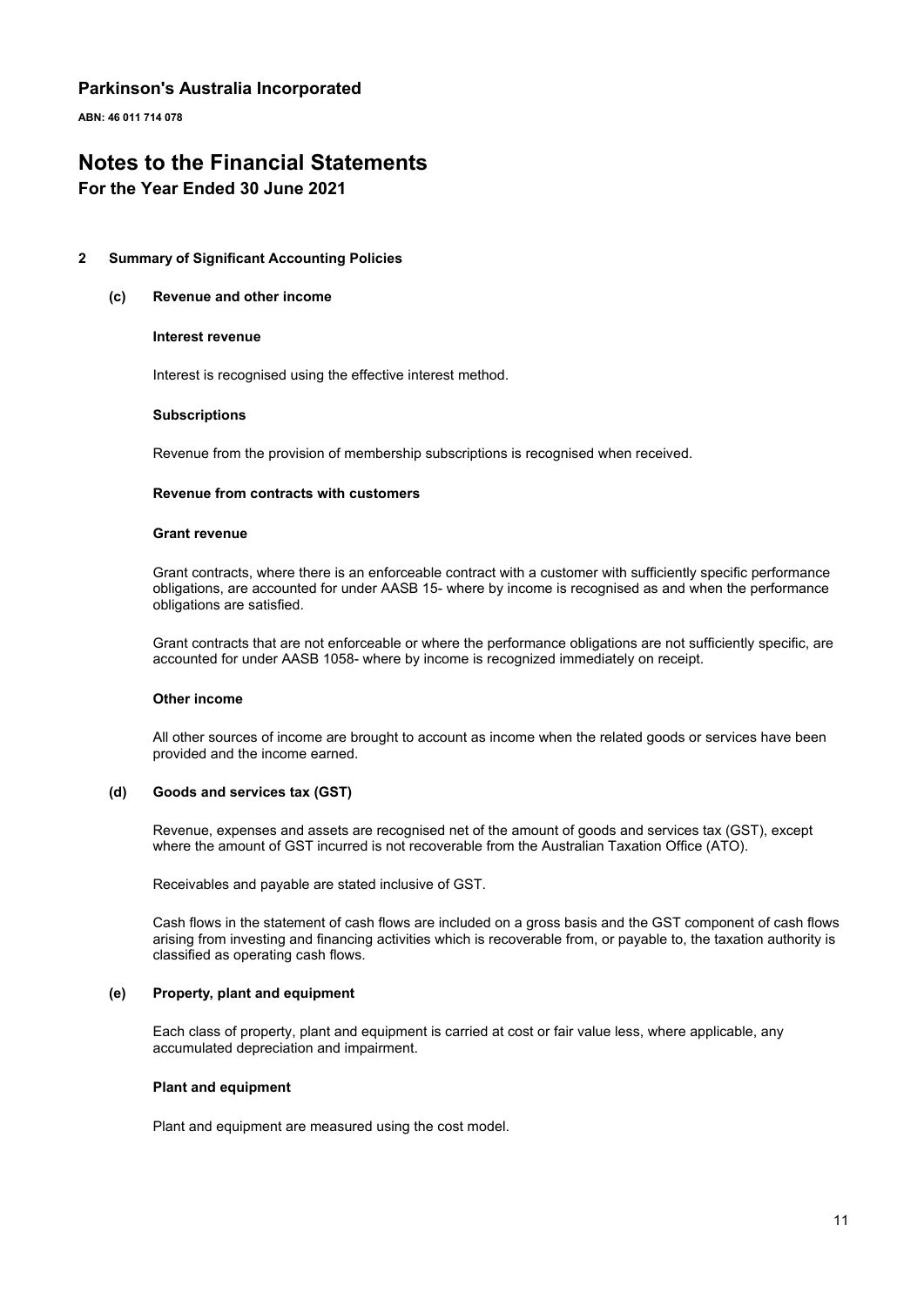# Parkinson's Australia Incorporated

**ABN: 46 011 714 078**

# Notes to the Financial Statements

## For the Year Ended 30 June 2021

### 2 Summary of Significant Accounting Policies

#### (c) Revenue and other income

**Interest revenue**

Interest is recognised using the effective interest method.

**Subscriptions**

Revenue from the provision of membership subscriptions is recognised when received.

**Revenue from contracts with customers**

**Grant revenue**

Grant contracts, where there is an enforceable contract with a customer with sufficiently specific performance obligations, are accounted for under AASB 15- where by income is recognised as and when the performance obligations are satisfied.

Grant contracts that are not enforceable or where the performance obligations are not sufficiently specific, are accounted for under AASB 1058- where by income is recognized immediately on receipt.

**Other income**

All other sources of income are brought to account as income when the related goods or services have been provided and the income earned.

#### (d) Goods and services tax (GST)

Revenue, expenses and assets are recognised net of the amount of goods and services tax (GST), except where the amount of GST incurred is not recoverable from the Australian Taxation Office (ATO).

Receivables and payable are stated inclusive of GST.

Cash flows in the statement of cash flows are included on a gross basis and the GST component of cash flows arising from investing and financing activities which is recoverable from, or payable to, the taxation authority is classified as operating cash flows.

#### (e) Property, plant and equipment

Each class of property, plant and equipment is carried at cost or fair value less, where applicable, any accumulated depreciation and impairment.

**Plant and equipment**

Plant and equipment are measured using the cost model.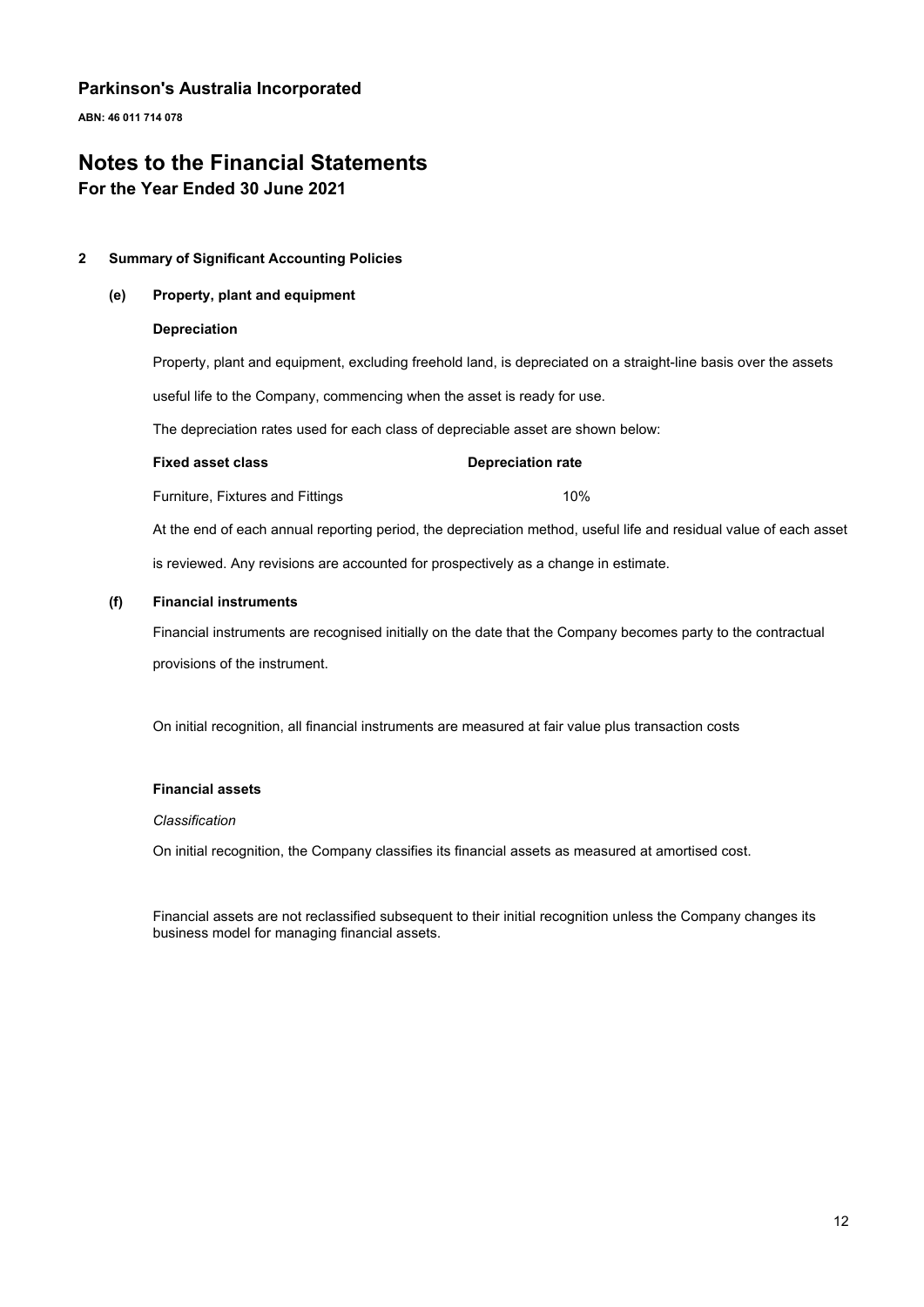## 2 Summary of Significant Accounting Policies

### (e) Property, plant and equipment

**Depreciation**

Property, plant and equipment, excluding freehold land, is depreciated on a straight-line basis over the assets useful life to the Company, commencing when the asset is ready for use.

The depreciation rates used for each class of depreciable asset are shown below:

| Fixed asset class | Depreciation rate |
|---|---|
| Furniture, Fixtures and Fittings | 10% |

At the end of each annual reporting period, the depreciation method, useful life and residual value of each asset is reviewed. Any revisions are accounted for prospectively as a change in estimate.

### (f) Financial instruments

Financial instruments are recognised initially on the date that the Company becomes party to the contractual provisions of the instrument.

On initial recognition, all financial instruments are measured at fair value plus transaction costs

**Financial assets**

*Classification*

On initial recognition, the Company classifies its financial assets as measured at amortised cost.

Financial assets are not reclassified subsequent to their initial recognition unless the Company changes its business model for managing financial assets.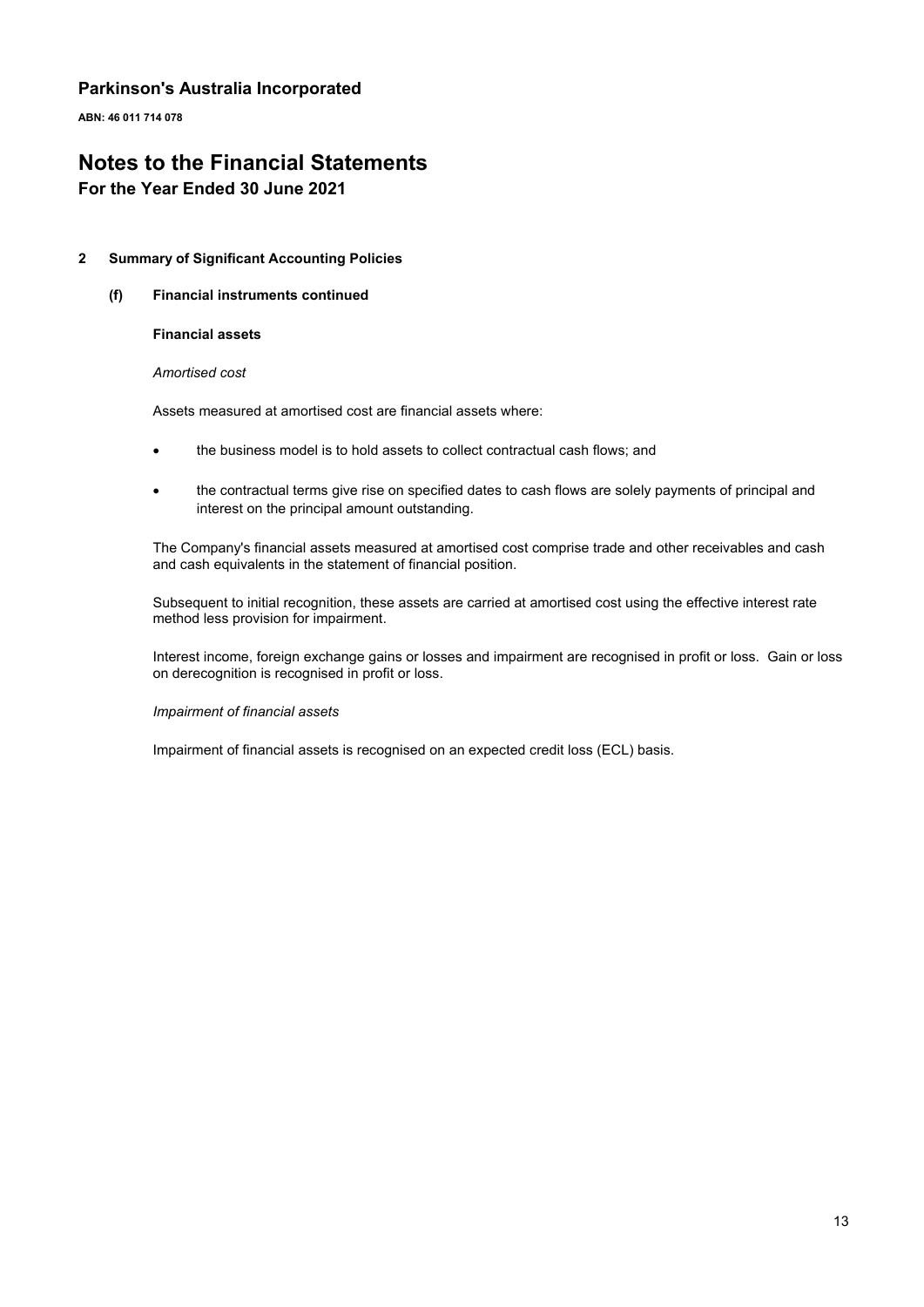**Parkinson's Australia Incorporated**

**ABN: 46 011 714 078**

# Notes to the Financial Statements

## For the Year Ended 30 June 2021

**2 Summary of Significant Accounting Policies**

**(f) Financial instruments continued**

**Financial assets**

*Amortised cost*

Assets measured at amortised cost are financial assets where:

- the business model is to hold assets to collect contractual cash flows; and
- the contractual terms give rise on specified dates to cash flows are solely payments of principal and interest on the principal amount outstanding.

The Company's financial assets measured at amortised cost comprise trade and other receivables and cash and cash equivalents in the statement of financial position.

Subsequent to initial recognition, these assets are carried at amortised cost using the effective interest rate method less provision for impairment.

Interest income, foreign exchange gains or losses and impairment are recognised in profit or loss. Gain or loss on derecognition is recognised in profit or loss.

*Impairment of financial assets*

Impairment of financial assets is recognised on an expected credit loss (ECL) basis.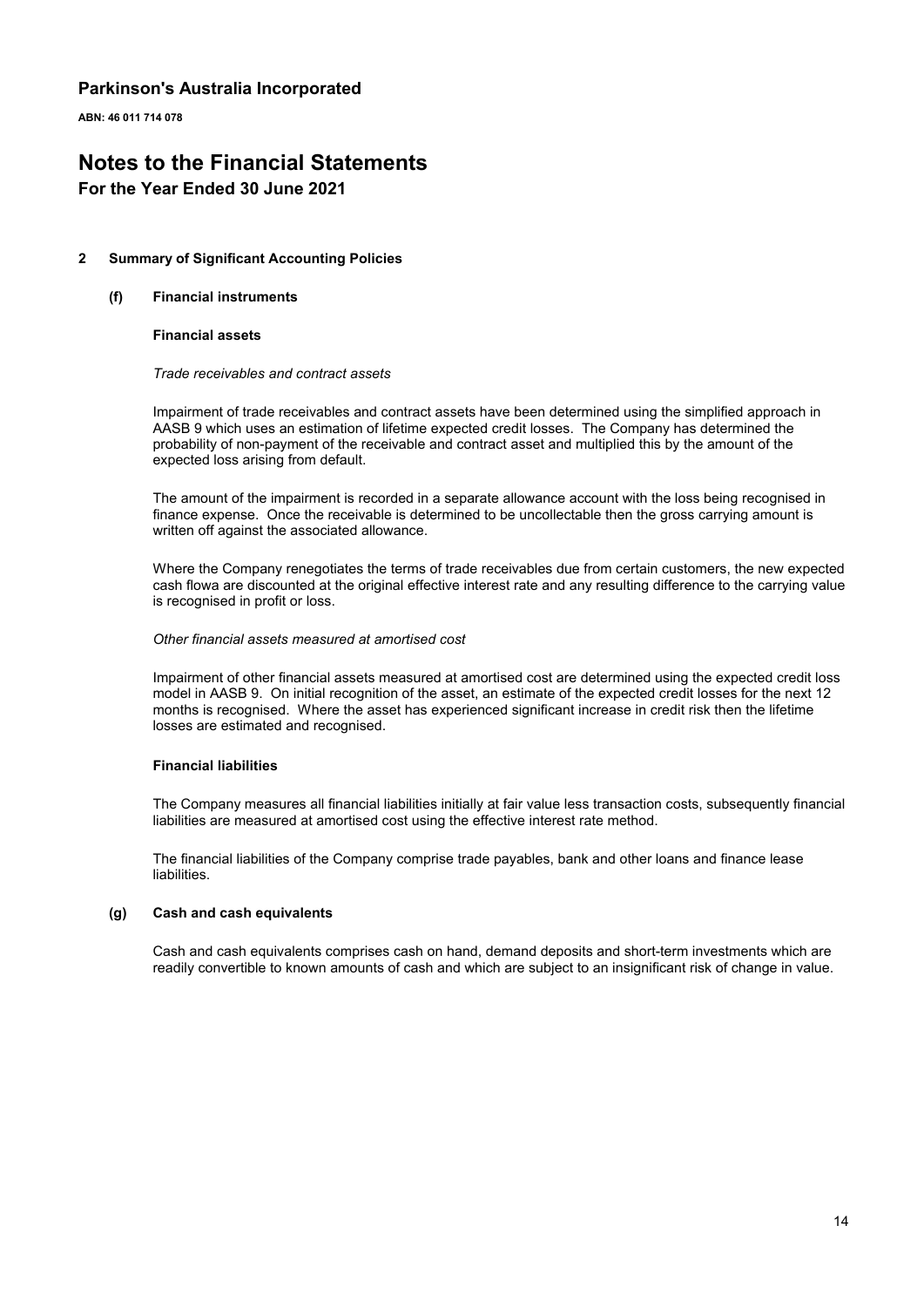## 2 Summary of Significant Accounting Policies

### (f) Financial instruments

**Financial assets**

*Trade receivables and contract assets*

Impairment of trade receivables and contract assets have been determined using the simplified approach in AASB 9 which uses an estimation of lifetime expected credit losses. The Company has determined the probability of non-payment of the receivable and contract asset and multiplied this by the amount of the expected loss arising from default.

The amount of the impairment is recorded in a separate allowance account with the loss being recognised in finance expense. Once the receivable is determined to be uncollectable then the gross carrying amount is written off against the associated allowance.

Where the Company renegotiates the terms of trade receivables due from certain customers, the new expected cash flowa are discounted at the original effective interest rate and any resulting difference to the carrying value is recognised in profit or loss.

*Other financial assets measured at amortised cost*

Impairment of other financial assets measured at amortised cost are determined using the expected credit loss model in AASB 9. On initial recognition of the asset, an estimate of the expected credit losses for the next 12 months is recognised. Where the asset has experienced significant increase in credit risk then the lifetime losses are estimated and recognised.

**Financial liabilities**

The Company measures all financial liabilities initially at fair value less transaction costs, subsequently financial liabilities are measured at amortised cost using the effective interest rate method.

The financial liabilities of the Company comprise trade payables, bank and other loans and finance lease liabilities.

### (g) Cash and cash equivalents

Cash and cash equivalents comprises cash on hand, demand deposits and short-term investments which are readily convertible to known amounts of cash and which are subject to an insignificant risk of change in value.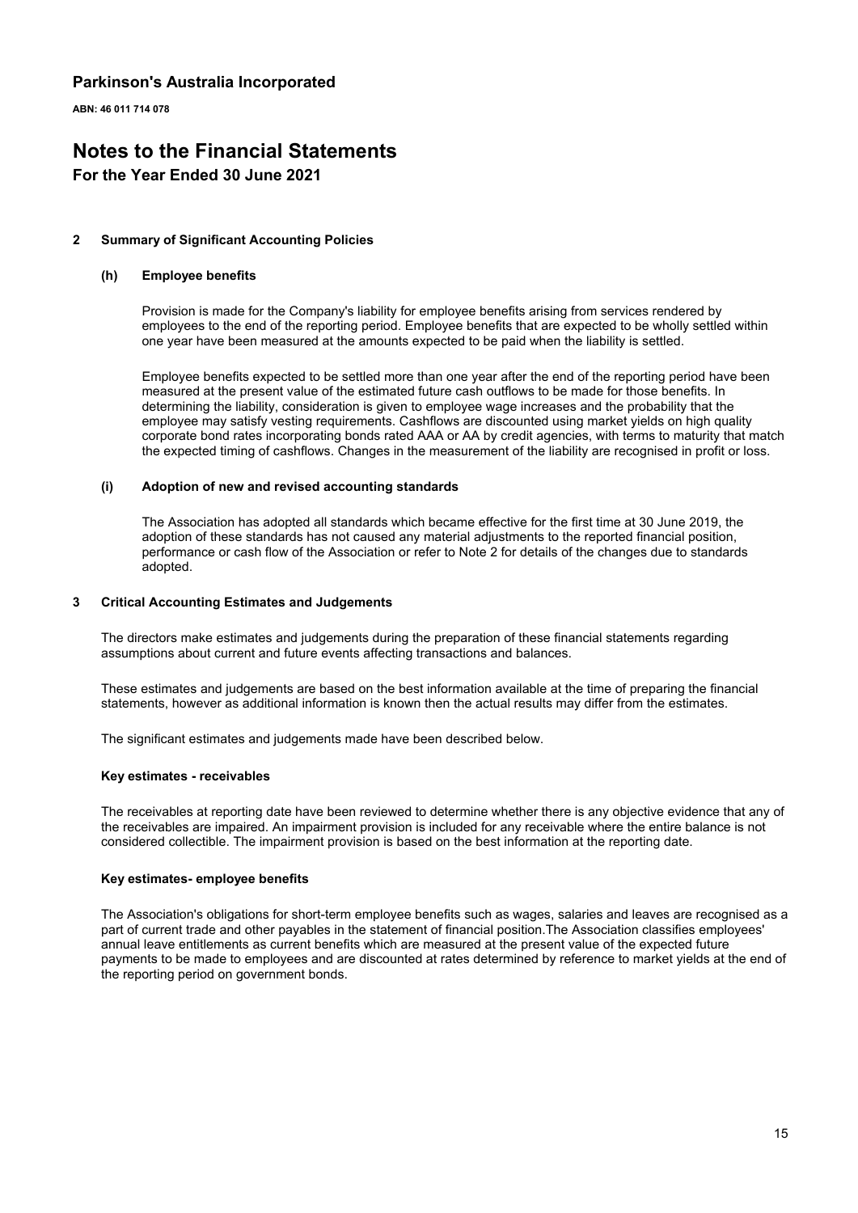# Parkinson's Australia Incorporated

**ABN: 46 011 714 078**

# Notes to the Financial Statements

## For the Year Ended 30 June 2021

### 2 Summary of Significant Accounting Policies

#### (h) Employee benefits

Provision is made for the Company's liability for employee benefits arising from services rendered by employees to the end of the reporting period. Employee benefits that are expected to be wholly settled within one year have been measured at the amounts expected to be paid when the liability is settled.

Employee benefits expected to be settled more than one year after the end of the reporting period have been measured at the present value of the estimated future cash outflows to be made for those benefits. In determining the liability, consideration is given to employee wage increases and the probability that the employee may satisfy vesting requirements. Cashflows are discounted using market yields on high quality corporate bond rates incorporating bonds rated AAA or AA by credit agencies, with terms to maturity that match the expected timing of cashflows. Changes in the measurement of the liability are recognised in profit or loss.

#### (i) Adoption of new and revised accounting standards

The Association has adopted all standards which became effective for the first time at 30 June 2019, the adoption of these standards has not caused any material adjustments to the reported financial position, performance or cash flow of the Association or refer to Note 2 for details of the changes due to standards adopted.

### 3 Critical Accounting Estimates and Judgements

The directors make estimates and judgements during the preparation of these financial statements regarding assumptions about current and future events affecting transactions and balances.

These estimates and judgements are based on the best information available at the time of preparing the financial statements, however as additional information is known then the actual results may differ from the estimates.

The significant estimates and judgements made have been described below.

#### Key estimates - receivables

The receivables at reporting date have been reviewed to determine whether there is any objective evidence that any of the receivables are impaired. An impairment provision is included for any receivable where the entire balance is not considered collectible. The impairment provision is based on the best information at the reporting date.

#### Key estimates- employee benefits

The Association's obligations for short-term employee benefits such as wages, salaries and leaves are recognised as a part of current trade and other payables in the statement of financial position.The Association classifies employees' annual leave entitlements as current benefits which are measured at the present value of the expected future payments to be made to employees and are discounted at rates determined by reference to market yields at the end of the reporting period on government bonds.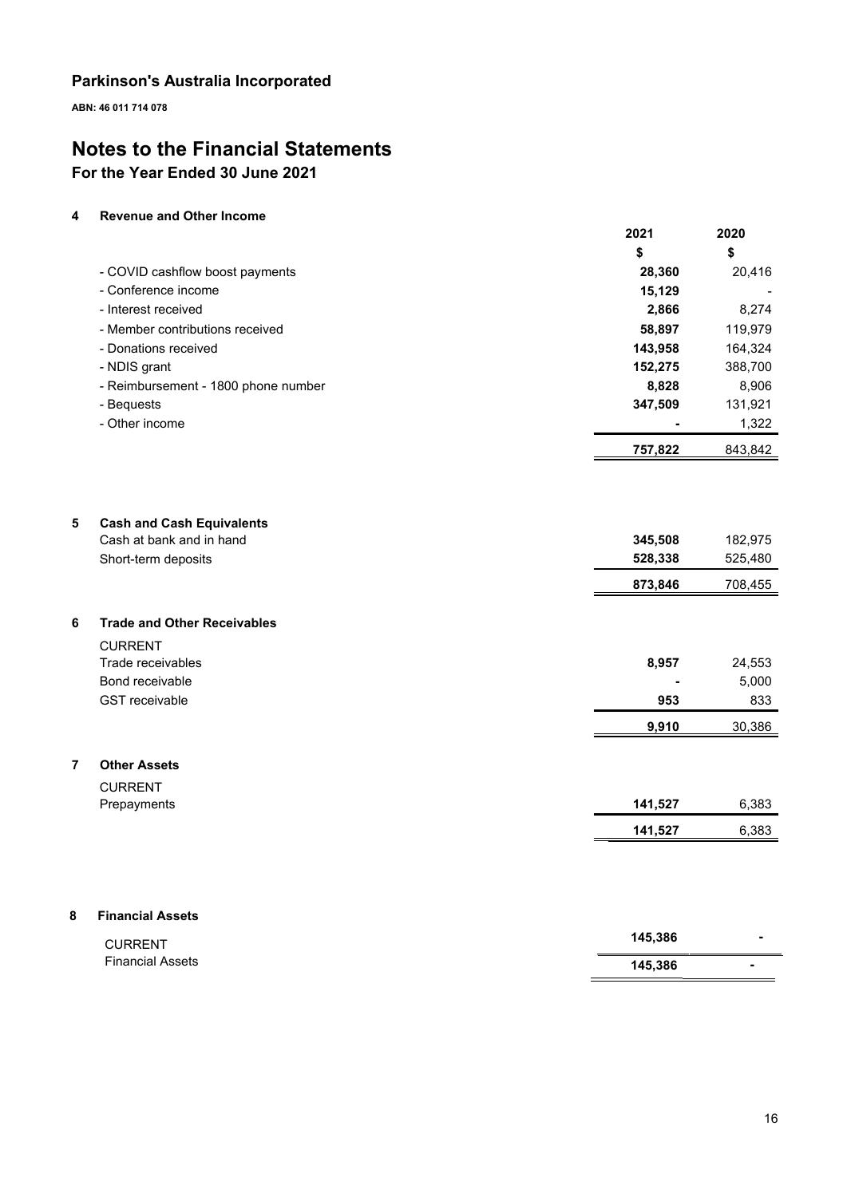# Parkinson's Australia Incorporated

**ABN: 46 011 714 078**

# Notes to the Financial Statements

## For the Year Ended 30 June 2021

### 4 Revenue and Other Income

| | 2021 | 2020 |
|---|---|---|
| | $ | $ |
| - COVID cashflow boost payments | **28,360** | 20,416 |
| - Conference income | **15,129** | - |
| - Interest received | **2,866** | 8,274 |
| - Member contributions received | **58,897** | 119,979 |
| - Donations received | **143,958** | 164,324 |
| - NDIS grant | **152,275** | 388,700 |
| - Reimbursement - 1800 phone number | **8,828** | 8,906 |
| - Bequests | **347,509** | 131,921 |
| - Other income | **-** | 1,322 |
| | **757,822** | 843,842 |

### 5 Cash and Cash Equivalents

| | 2021 | 2020 |
|---|---|---|
| Cash at bank and in hand | **345,508** | 182,975 |
| Short-term deposits | **528,338** | 525,480 |
| | **873,846** | 708,455 |

### 6 Trade and Other Receivables

| | 2021 | 2020 |
|---|---|---|
| CURRENT | | |
| Trade receivables | **8,957** | 24,553 |
| Bond receivable | **-** | 5,000 |
| GST receivable | **953** | 833 |
| | **9,910** | 30,386 |

### 7 Other Assets

| | 2021 | 2020 |
|---|---|---|
| CURRENT | | |
| Prepayments | **141,527** | 6,383 |
| | **141,527** | 6,383 |

### 8 Financial Assets

| | 2021 | 2020 |
|---|---|---|
| CURRENT | | |
| Financial Assets | **145,386** | - |
| | **145,386** | - |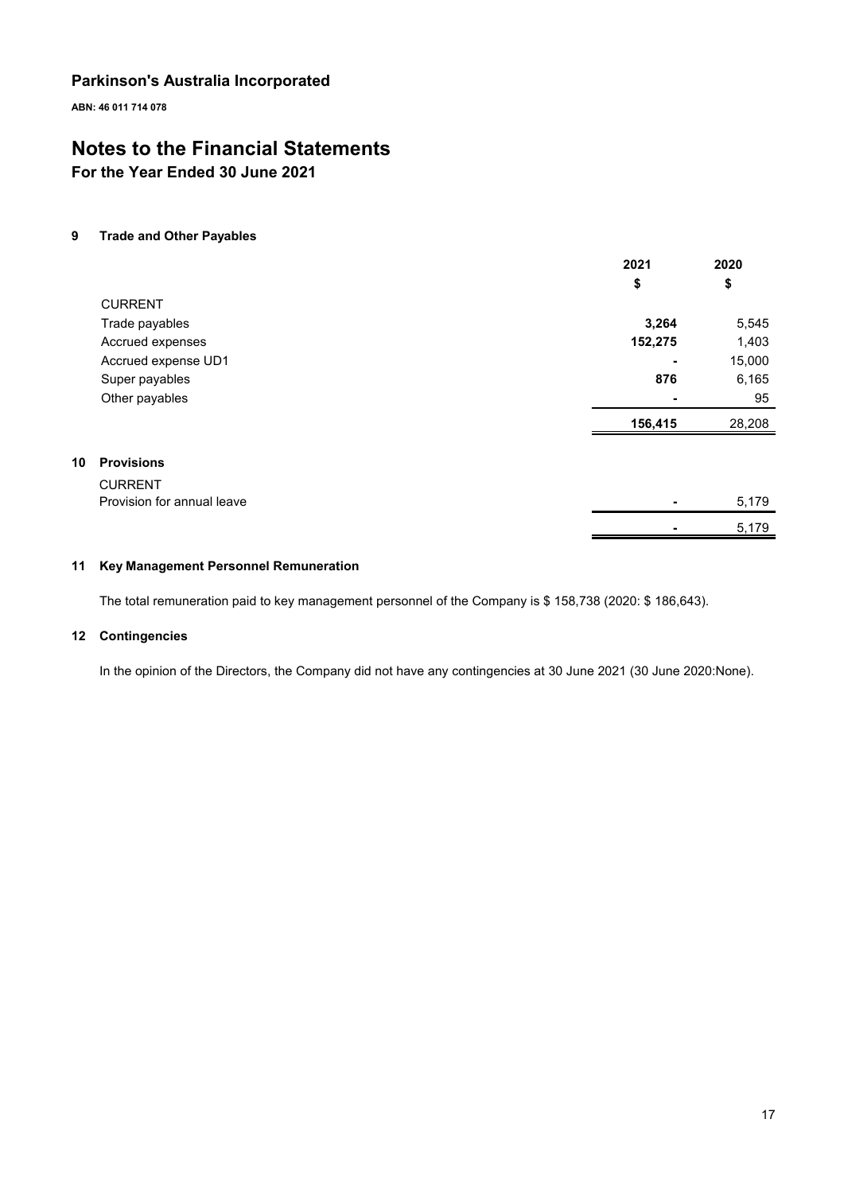# Parkinson's Australia Incorporated

**ABN: 46 011 714 078**

# Notes to the Financial Statements

## For the Year Ended 30 June 2021

### 9 Trade and Other Payables

| | 2021 | 2020 |
|---|---|---|
| | $ | $ |
| CURRENT | | |
| Trade payables | **3,264** | 5,545 |
| Accrued expenses | **152,275** | 1,403 |
| Accrued expense UD1 | **-** | 15,000 |
| Super payables | **876** | 6,165 |
| Other payables | **-** | 95 |
| | **156,415** | 28,208 |

### 10 Provisions

| | 2021 | 2020 |
|---|---|---|
| CURRENT | | |
| Provision for annual leave | **-** | 5,179 |
| | **-** | 5,179 |

### 11 Key Management Personnel Remuneration

The total remuneration paid to key management personnel of the Company is $ 158,738 (2020: $ 186,643).

### 12 Contingencies

In the opinion of the Directors, the Company did not have any contingencies at 30 June 2021 (30 June 2020:None).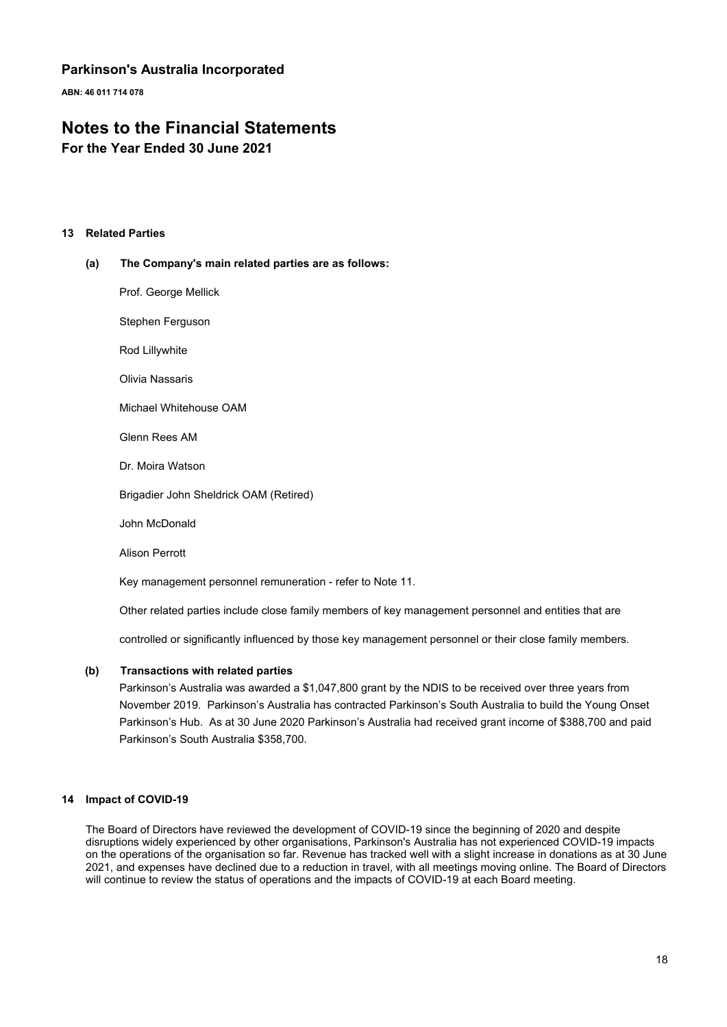# Parkinson's Australia Incorporated

**ABN: 46 011 714 078**

# Notes to the Financial Statements

## For the Year Ended 30 June 2021

### 13 Related Parties

#### (a) The Company's main related parties are as follows:

Prof. George Mellick

Stephen Ferguson

Rod Lillywhite

Olivia Nassaris

Michael Whitehouse OAM

Glenn Rees AM

Dr. Moira Watson

Brigadier John Sheldrick OAM (Retired)

John McDonald

Alison Perrott

Key management personnel remuneration - refer to Note 11.

Other related parties include close family members of key management personnel and entities that are controlled or significantly influenced by those key management personnel or their close family members.

#### (b) Transactions with related parties

Parkinson's Australia was awarded a $1,047,800 grant by the NDIS to be received over three years from November 2019. Parkinson's Australia has contracted Parkinson's South Australia to build the Young Onset Parkinson's Hub. As at 30 June 2020 Parkinson's Australia had received grant income of $388,700 and paid Parkinson's South Australia $358,700.

### 14 Impact of COVID-19

The Board of Directors have reviewed the development of COVID-19 since the beginning of 2020 and despite disruptions widely experienced by other organisations, Parkinson's Australia has not experienced COVID-19 impacts on the operations of the organisation so far. Revenue has tracked well with a slight increase in donations as at 30 June 2021, and expenses have declined due to a reduction in travel, with all meetings moving online. The Board of Directors will continue to review the status of operations and the impacts of COVID-19 at each Board meeting.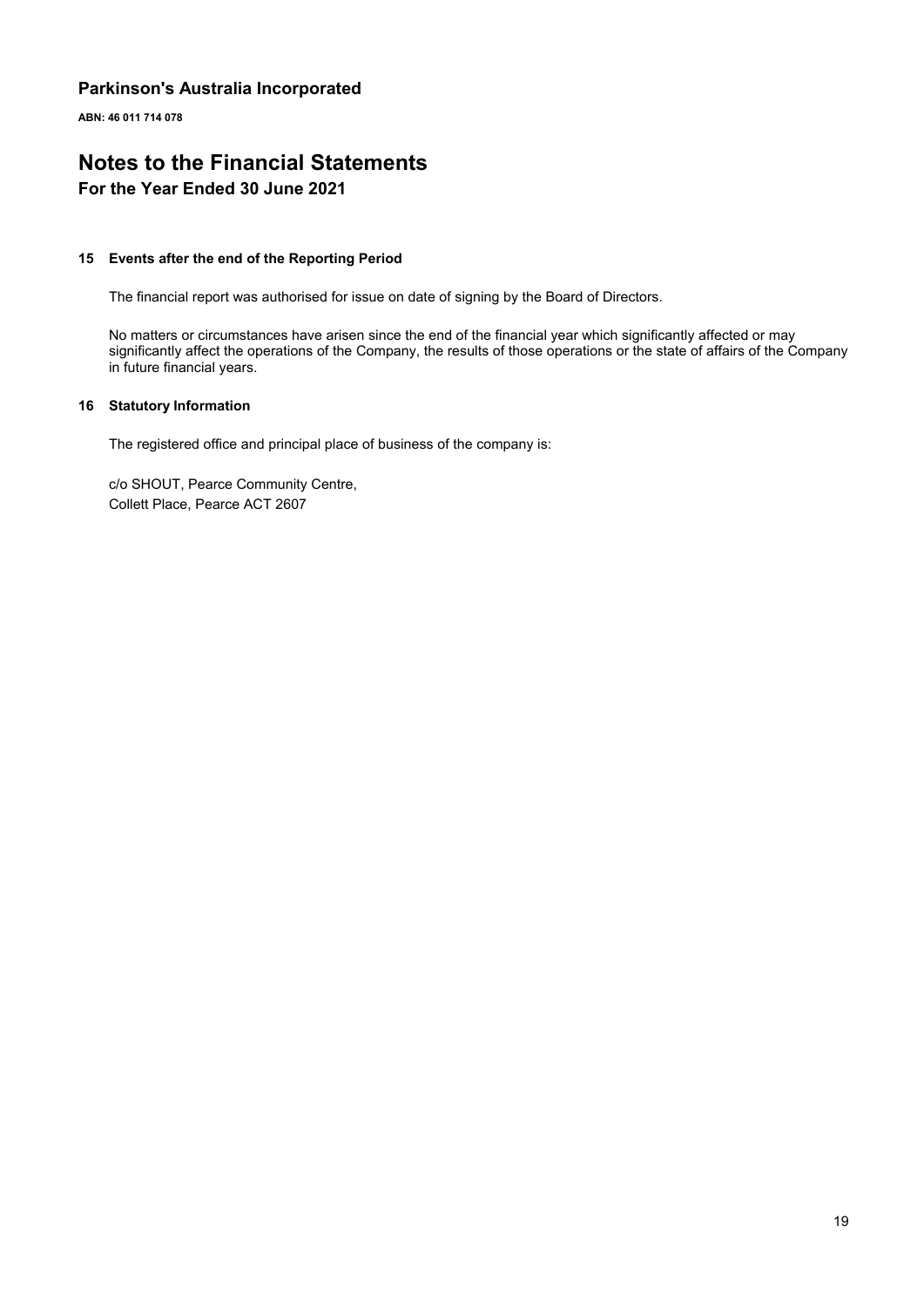## Parkinson's Australia Incorporated

**ABN: 46 011 714 078**

# Notes to the Financial Statements

### For the Year Ended 30 June 2021

#### 15 Events after the end of the Reporting Period

The financial report was authorised for issue on date of signing by the Board of Directors.

No matters or circumstances have arisen since the end of the financial year which significantly affected or may significantly affect the operations of the Company, the results of those operations or the state of affairs of the Company in future financial years.

#### 16 Statutory Information

The registered office and principal place of business of the company is:

c/o SHOUT, Pearce Community Centre,
Collett Place, Pearce ACT 2607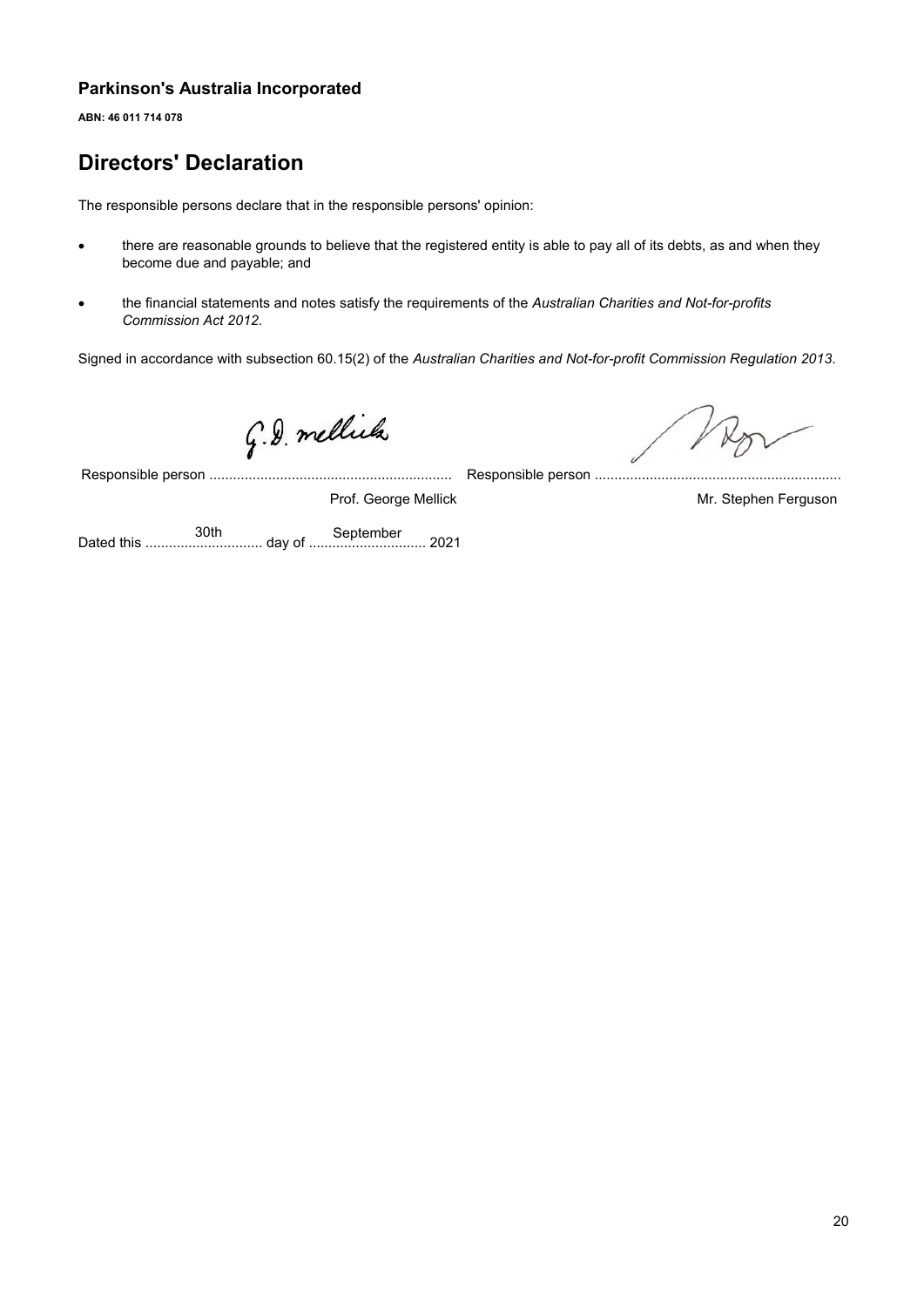**Parkinson's Australia Incorporated**

**ABN: 46 011 714 078**

# Directors' Declaration

The responsible persons declare that in the responsible persons' opinion:

- there are reasonable grounds to believe that the registered entity is able to pay all of its debts, as and when they become due and payable; and
- the financial statements and notes satisfy the requirements of the *Australian Charities and Not-for-profits Commission Act 2012*.

Signed in accordance with subsection 60.15(2) of the *Australian Charities and Not-for-profit Commission Regulation 2013*.

Responsible person ............................................................. Responsible person .............................................................

Prof. George Mellick &nbsp;&nbsp;&nbsp;&nbsp;&nbsp;&nbsp;&nbsp;&nbsp; Mr. Stephen Ferguson

Dated this 30th day of September 2021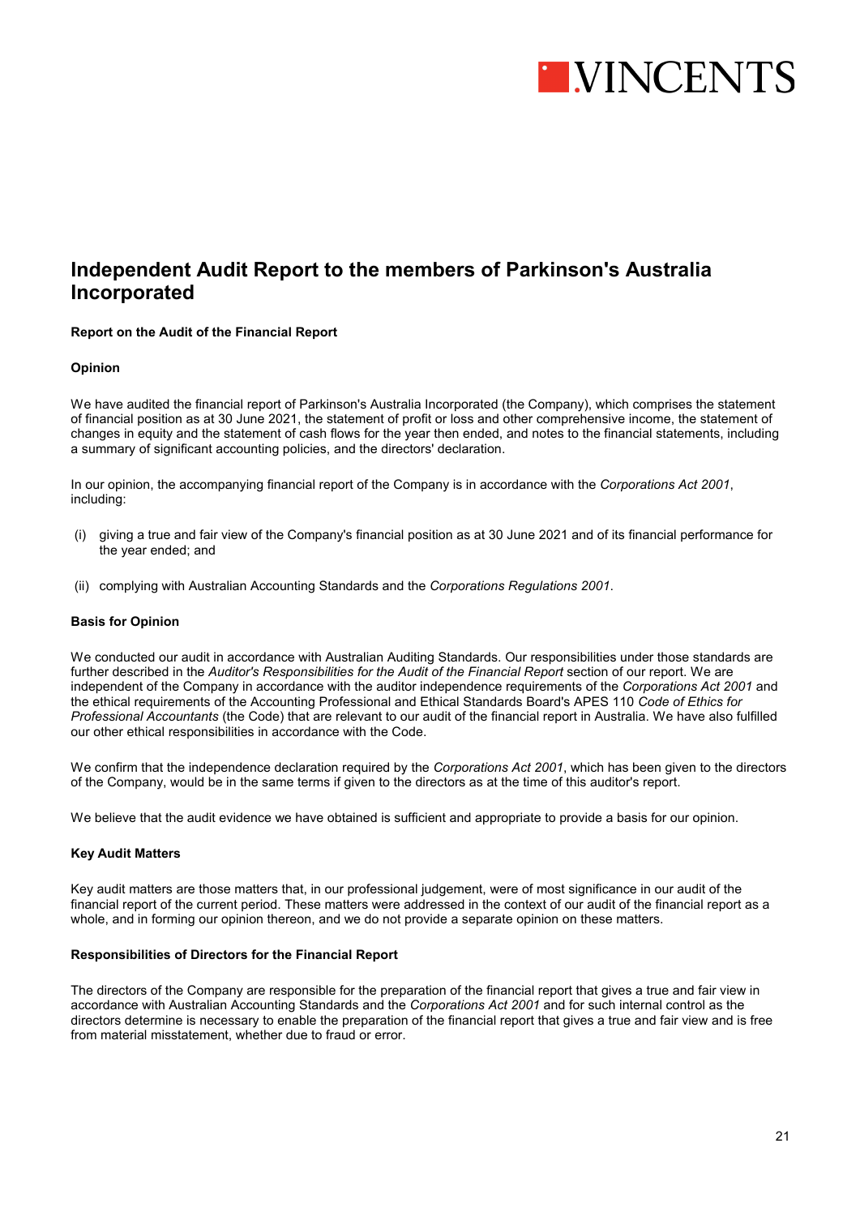VINCENTS

# Independent Audit Report to the members of Parkinson's Australia Incorporated

**Report on the Audit of the Financial Report**

**Opinion**

We have audited the financial report of Parkinson's Australia Incorporated (the Company), which comprises the statement of financial position as at 30 June 2021, the statement of profit or loss and other comprehensive income, the statement of changes in equity and the statement of cash flows for the year then ended, and notes to the financial statements, including a summary of significant accounting policies, and the directors' declaration.

In our opinion, the accompanying financial report of the Company is in accordance with the *Corporations Act 2001*, including:

(i) giving a true and fair view of the Company's financial position as at 30 June 2021 and of its financial performance for the year ended; and

(ii) complying with Australian Accounting Standards and the *Corporations Regulations 2001*.

**Basis for Opinion**

We conducted our audit in accordance with Australian Auditing Standards. Our responsibilities under those standards are further described in the *Auditor's Responsibilities for the Audit of the Financial Report* section of our report. We are independent of the Company in accordance with the auditor independence requirements of the *Corporations Act 2001* and the ethical requirements of the Accounting Professional and Ethical Standards Board's APES 110 *Code of Ethics for Professional Accountants* (the Code) that are relevant to our audit of the financial report in Australia. We have also fulfilled our other ethical responsibilities in accordance with the Code.

We confirm that the independence declaration required by the *Corporations Act 2001*, which has been given to the directors of the Company, would be in the same terms if given to the directors as at the time of this auditor's report.

We believe that the audit evidence we have obtained is sufficient and appropriate to provide a basis for our opinion.

**Key Audit Matters**

Key audit matters are those matters that, in our professional judgement, were of most significance in our audit of the financial report of the current period. These matters were addressed in the context of our audit of the financial report as a whole, and in forming our opinion thereon, and we do not provide a separate opinion on these matters.

**Responsibilities of Directors for the Financial Report**

The directors of the Company are responsible for the preparation of the financial report that gives a true and fair view in accordance with Australian Accounting Standards and the *Corporations Act 2001* and for such internal control as the directors determine is necessary to enable the preparation of the financial report that gives a true and fair view and is free from material misstatement, whether due to fraud or error.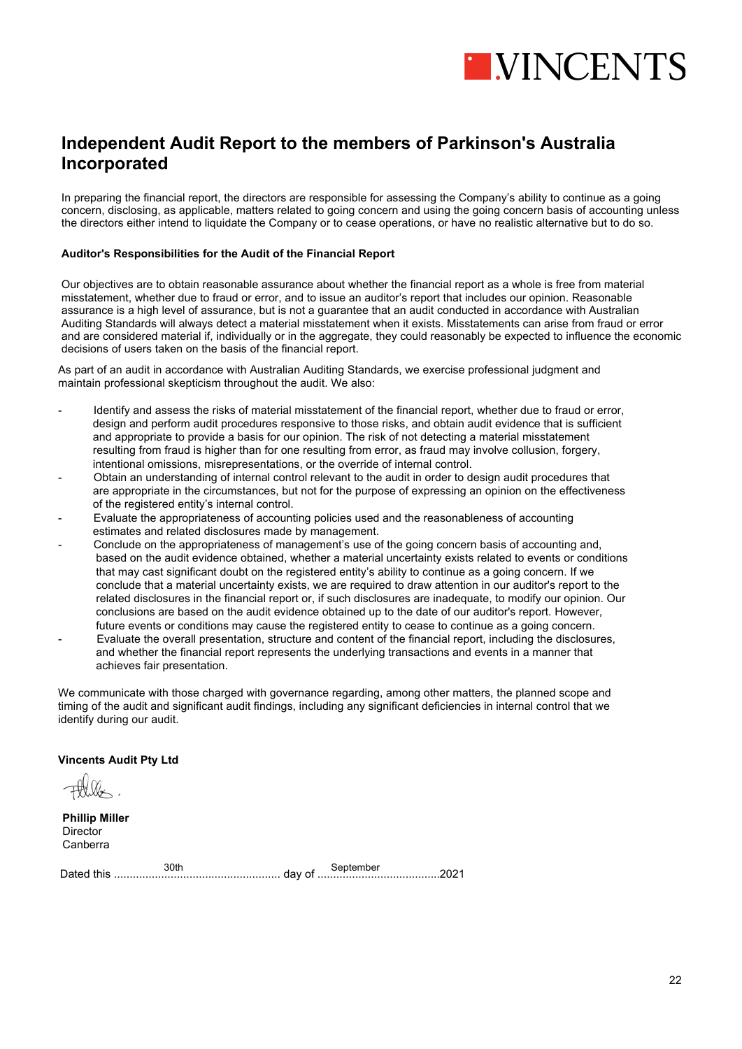# Independent Audit Report to the members of Parkinson's Australia Incorporated

In preparing the financial report, the directors are responsible for assessing the Company's ability to continue as a going concern, disclosing, as applicable, matters related to going concern and using the going concern basis of accounting unless the directors either intend to liquidate the Company or to cease operations, or have no realistic alternative but to do so.

**Auditor's Responsibilities for the Audit of the Financial Report**

Our objectives are to obtain reasonable assurance about whether the financial report as a whole is free from material misstatement, whether due to fraud or error, and to issue an auditor's report that includes our opinion. Reasonable assurance is a high level of assurance, but is not a guarantee that an audit conducted in accordance with Australian Auditing Standards will always detect a material misstatement when it exists. Misstatements can arise from fraud or error and are considered material if, individually or in the aggregate, they could reasonably be expected to influence the economic decisions of users taken on the basis of the financial report.

As part of an audit in accordance with Australian Auditing Standards, we exercise professional judgment and maintain professional skepticism throughout the audit. We also:

- Identify and assess the risks of material misstatement of the financial report, whether due to fraud or error, design and perform audit procedures responsive to those risks, and obtain audit evidence that is sufficient and appropriate to provide a basis for our opinion. The risk of not detecting a material misstatement resulting from fraud is higher than for one resulting from error, as fraud may involve collusion, forgery, intentional omissions, misrepresentations, or the override of internal control.
- Obtain an understanding of internal control relevant to the audit in order to design audit procedures that are appropriate in the circumstances, but not for the purpose of expressing an opinion on the effectiveness of the registered entity's internal control.
- Evaluate the appropriateness of accounting policies used and the reasonableness of accounting estimates and related disclosures made by management.
- Conclude on the appropriateness of management's use of the going concern basis of accounting and, based on the audit evidence obtained, whether a material uncertainty exists related to events or conditions that may cast significant doubt on the registered entity's ability to continue as a going concern. If we conclude that a material uncertainty exists, we are required to draw attention in our auditor's report to the related disclosures in the financial report or, if such disclosures are inadequate, to modify our opinion. Our conclusions are based on the audit evidence obtained up to the date of our auditor's report. However, future events or conditions may cause the registered entity to cease to continue as a going concern.
- Evaluate the overall presentation, structure and content of the financial report, including the disclosures, and whether the financial report represents the underlying transactions and events in a manner that achieves fair presentation.

We communicate with those charged with governance regarding, among other matters, the planned scope and timing of the audit and significant audit findings, including any significant deficiencies in internal control that we identify during our audit.

**Vincents Audit Pty Ltd**

**Phillip Miller**
Director
Canberra

Dated this 30th day of September 2021